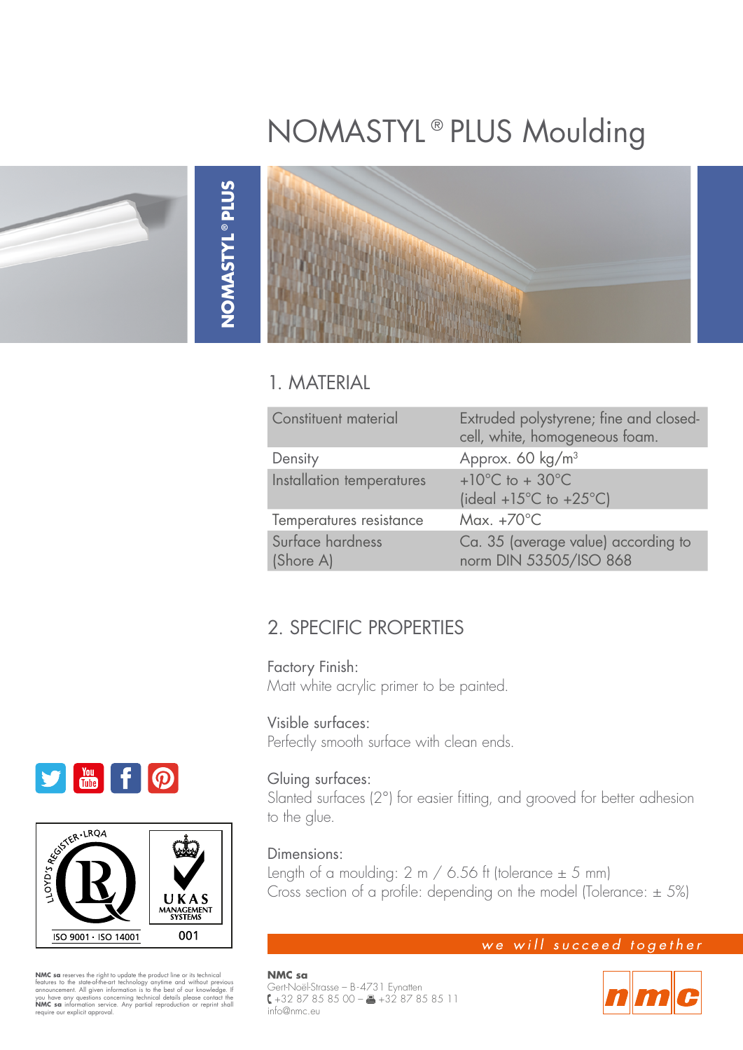# NOMASTYL® PLUS Moulding

NOMASTYL® PLUS

## 1. MATERIAL

| | |
|---|---|
| Constituent material | Extruded polystyrene; fine and closed-cell, white, homogeneous foam. |
| Density | Approx. 60 kg/m³ |
| Installation temperatures | +10°C to + 30°C (ideal +15°C to +25°C) |
| Temperatures resistance | Max. +70°C |
| Surface hardness (Shore A) | Ca. 35 (average value) according to norm DIN 53505/ISO 868 |

## 2. SPECIFIC PROPERTIES

Factory Finish:
Matt white acrylic primer to be painted.

Visible surfaces:
Perfectly smooth surface with clean ends.

Gluing surfaces:
Slanted surfaces (2°) for easier fitting, and grooved for better adhesion to the glue.

Dimensions:
Length of a moulding: 2 m / 6.56 ft (tolerance ± 5 mm)
Cross section of a profile: depending on the model (Tolerance: ± 5%)

LLOYD'S REGISTER • LRQA
ISO 9001 · ISO 14001

UKAS MANAGEMENT SYSTEMS
001

*we will succeed together*

**NMC sa** reserves the right to update the product line or its technical features to the state-of-the-art technology anytime and without previous announcement. All given information is to the best of our knowledge. If you have any questions concerning technical details please contact the **NMC sa** information service. Any partial reproduction or reprint shall require our explicit approval.

**NMC sa**
Gert-Noël-Strasse – B-4731 Eynatten
+32 87 85 85 00 – +32 87 85 85 11
info@nmc.eu

nmc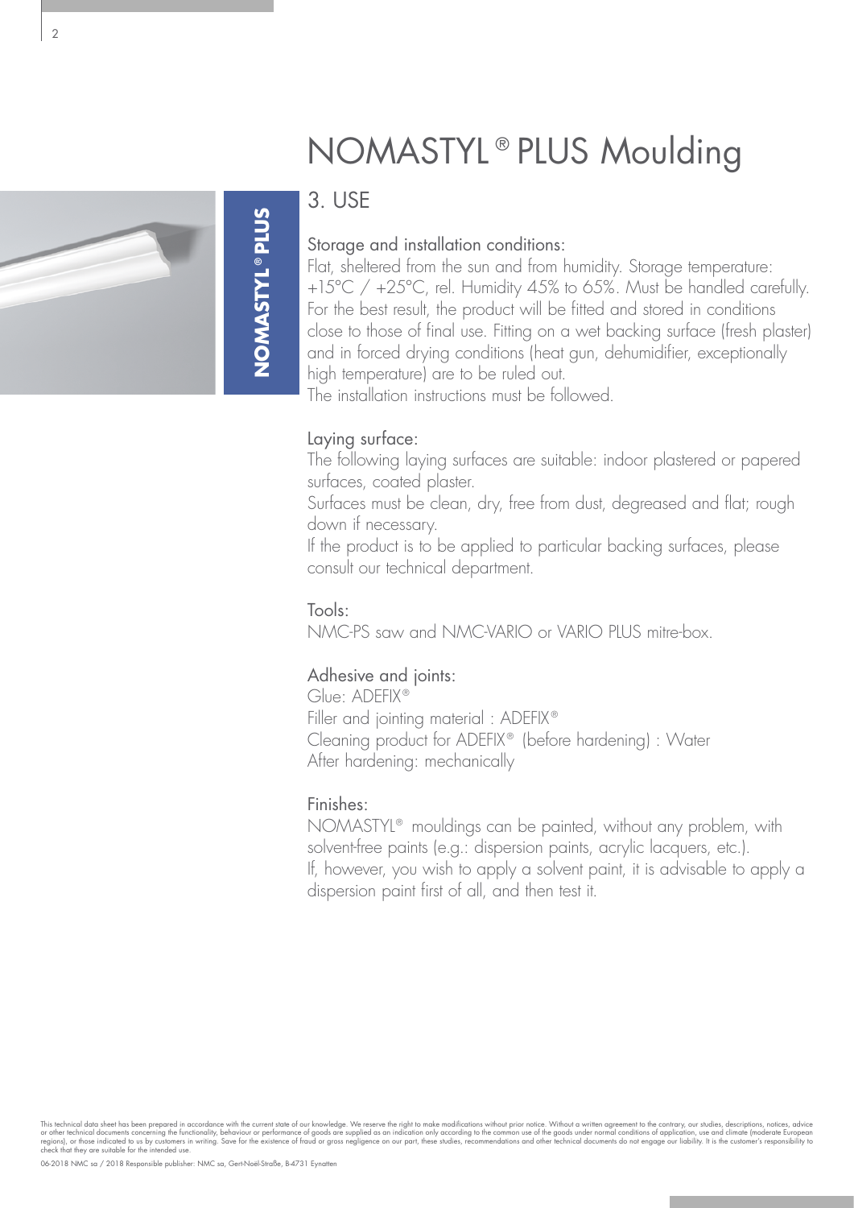# NOMASTYL® PLUS Moulding

NOMASTYL® PLUS

## 3. USE

### Storage and installation conditions:

Flat, sheltered from the sun and from humidity. Storage temperature: +15°C / +25°C, rel. Humidity 45% to 65%. Must be handled carefully. For the best result, the product will be fitted and stored in conditions close to those of final use. Fitting on a wet backing surface (fresh plaster) and in forced drying conditions (heat gun, dehumidifier, exceptionally high temperature) are to be ruled out.
The installation instructions must be followed.

### Laying surface:

The following laying surfaces are suitable: indoor plastered or papered surfaces, coated plaster.
Surfaces must be clean, dry, free from dust, degreased and flat; rough down if necessary.
If the product is to be applied to particular backing surfaces, please consult our technical department.

### Tools:

NMC-PS saw and NMC-VARIO or VARIO PLUS mitre-box.

### Adhesive and joints:

Glue: ADEFIX®
Filler and jointing material : ADEFIX®
Cleaning product for ADEFIX® (before hardening) : Water
After hardening: mechanically

### Finishes:

NOMASTYL® mouldings can be painted, without any problem, with solvent-free paints (e.g.: dispersion paints, acrylic lacquers, etc.).
If, however, you wish to apply a solvent paint, it is advisable to apply a dispersion paint first of all, and then test it.

This technical data sheet has been prepared in accordance with the current state of our knowledge. We reserve the right to make modifications without prior notice. Without a written agreement to the contrary, our studies, descriptions, notices, advice or other technical documents concerning the functionality, behaviour or performance of goods are supplied as an indication only according to the common use of the goods under normal conditions of application, use and climate (moderate European regions), or those indicated to us by customers in writing. Save for the existence of fraud or gross negligence on our part, these studies, recommendations and other technical documents do not engage our liability. It is the customer's responsibility to check that they are suitable for the intended use.

06-2018 NMC sa / 2018 Responsible publisher: NMC sa, Gert-Noël-Straße, B-4731 Eynatten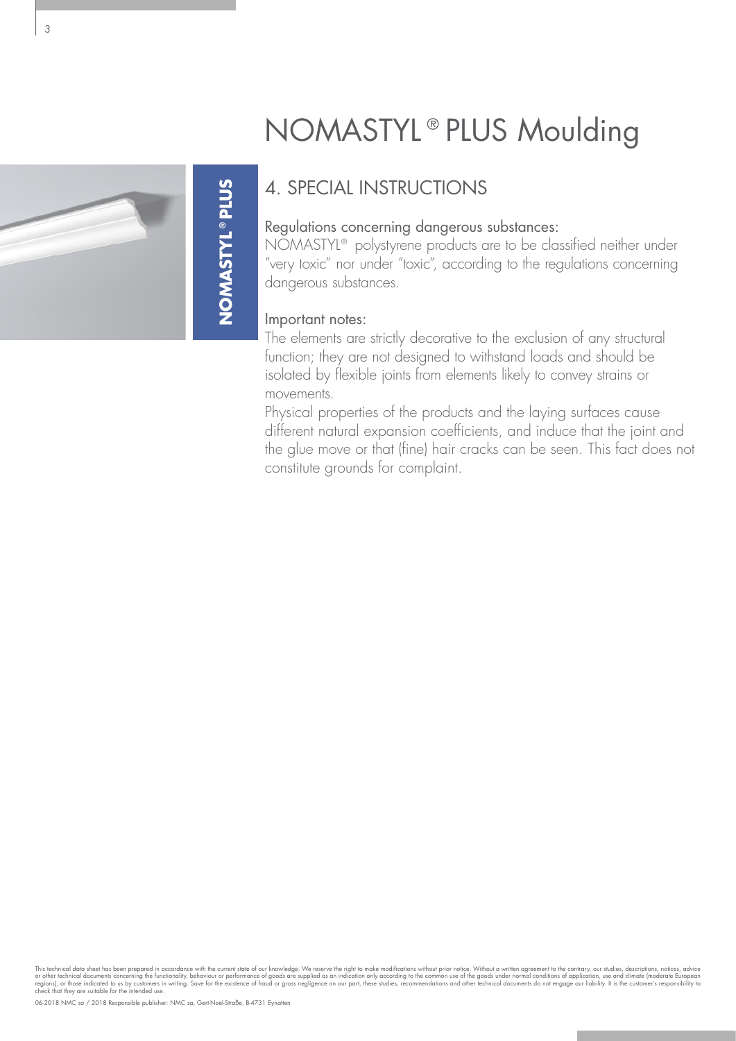# NOMASTYL® PLUS Moulding

NOMASTYL® PLUS

## 4. SPECIAL INSTRUCTIONS

Regulations concerning dangerous substances:
NOMASTYL® polystyrene products are to be classified neither under "very toxic" nor under "toxic", according to the regulations concerning dangerous substances.

Important notes:
The elements are strictly decorative to the exclusion of any structural function; they are not designed to withstand loads and should be isolated by flexible joints from elements likely to convey strains or movements.
Physical properties of the products and the laying surfaces cause different natural expansion coefficients, and induce that the joint and the glue move or that (fine) hair cracks can be seen. This fact does not constitute grounds for complaint.

This technical data sheet has been prepared in accordance with the current state of our knowledge. We reserve the right to make modifications without prior notice. Without a written agreement to the contrary, our studies, descriptions, notices, advice or other technical documents concerning the functionality, behaviour or performance of goods are supplied as an indication only according to the common use of the goods under normal conditions of application, use and climate (moderate European regions), or those indicated to us by customers in writing. Save for the existence of fraud or gross negligence on our part, these studies, recommendations and other technical documents do not engage our liability. It is the customer's responsibility to check that they are suitable for the intended use.

06-2018 NMC sa / 2018 Responsible publisher: NMC sa, Gert-Noël-Straße, B-4731 Eynatten